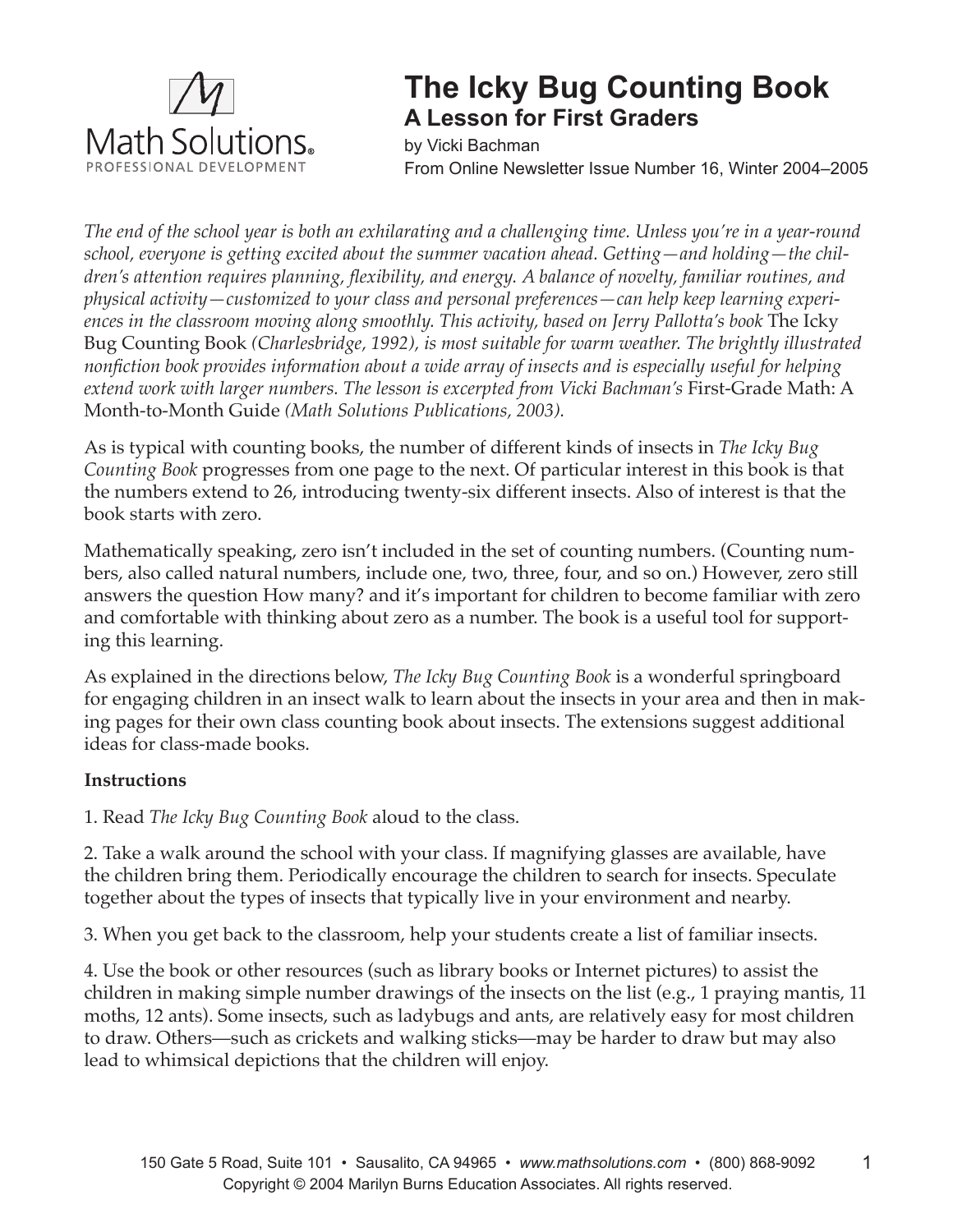Math Solutions®
PROFESSIONAL DEVELOPMENT

# The Icky Bug Counting Book

## A Lesson for First Graders

by Vicki Bachman
From Online Newsletter Issue Number 16, Winter 2004–2005

*The end of the school year is both an exhilarating and a challenging time. Unless you're in a year-round school, everyone is getting excited about the summer vacation ahead. Getting—and holding—the children's attention requires planning, flexibility, and energy. A balance of novelty, familiar routines, and physical activity—customized to your class and personal preferences—can help keep learning experiences in the classroom moving along smoothly. This activity, based on Jerry Pallotta's book* The Icky Bug Counting Book *(Charlesbridge, 1992), is most suitable for warm weather. The brightly illustrated nonfiction book provides information about a wide array of insects and is especially useful for helping extend work with larger numbers. The lesson is excerpted from Vicki Bachman's* First-Grade Math: A Month-to-Month Guide *(Math Solutions Publications, 2003).*

As is typical with counting books, the number of different kinds of insects in *The Icky Bug Counting Book* progresses from one page to the next. Of particular interest in this book is that the numbers extend to 26, introducing twenty-six different insects. Also of interest is that the book starts with zero.

Mathematically speaking, zero isn't included in the set of counting numbers. (Counting numbers, also called natural numbers, include one, two, three, four, and so on.) However, zero still answers the question How many? and it's important for children to become familiar with zero and comfortable with thinking about zero as a number. The book is a useful tool for supporting this learning.

As explained in the directions below, *The Icky Bug Counting Book* is a wonderful springboard for engaging children in an insect walk to learn about the insects in your area and then in making pages for their own class counting book about insects. The extensions suggest additional ideas for class-made books.

**Instructions**

1. Read *The Icky Bug Counting Book* aloud to the class.

2. Take a walk around the school with your class. If magnifying glasses are available, have the children bring them. Periodically encourage the children to search for insects. Speculate together about the types of insects that typically live in your environment and nearby.

3. When you get back to the classroom, help your students create a list of familiar insects.

4. Use the book or other resources (such as library books or Internet pictures) to assist the children in making simple number drawings of the insects on the list (e.g., 1 praying mantis, 11 moths, 12 ants). Some insects, such as ladybugs and ants, are relatively easy for most children to draw. Others—such as crickets and walking sticks—may be harder to draw but may also lead to whimsical depictions that the children will enjoy.

150 Gate 5 Road, Suite 101 • Sausalito, CA 94965 • *www.mathsolutions.com* • (800) 868-9092
Copyright © 2004 Marilyn Burns Education Associates. All rights reserved.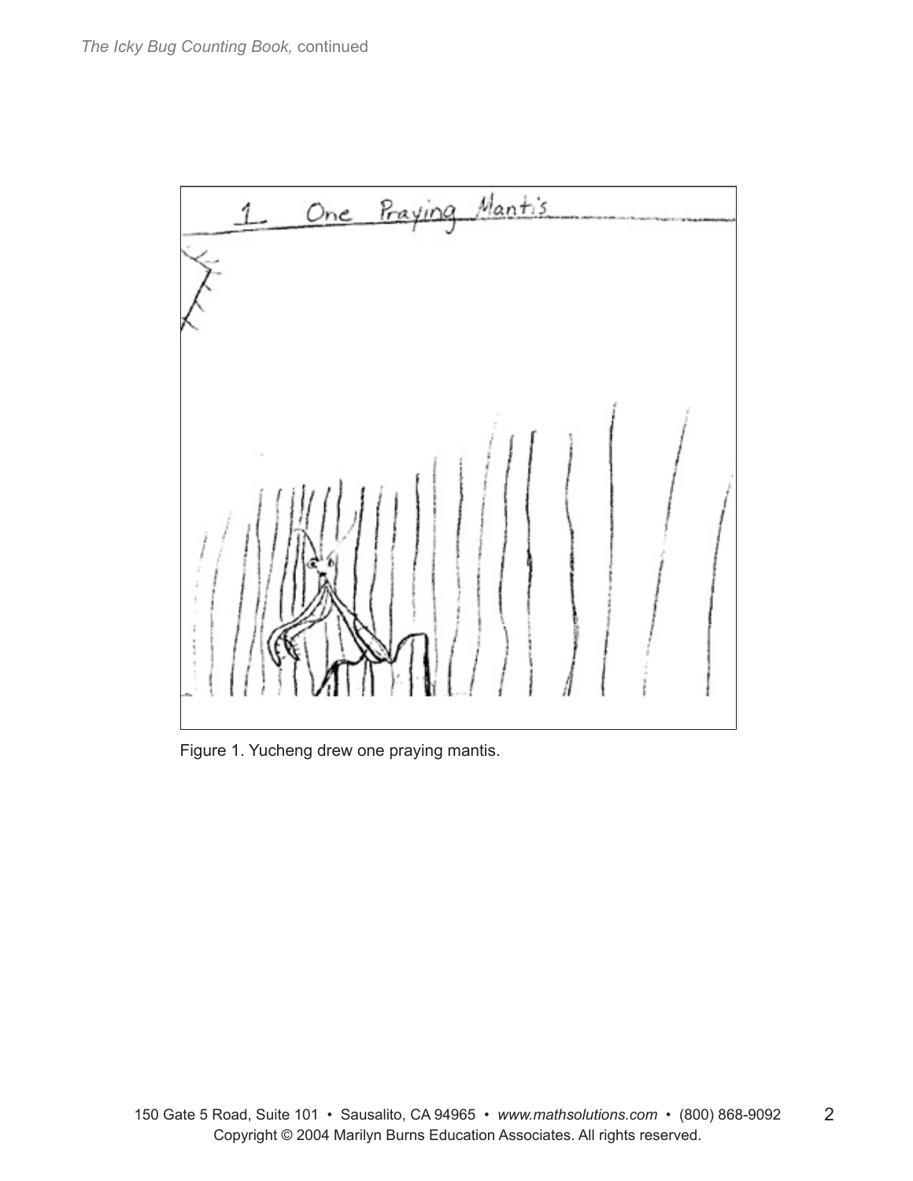Figure 1. Yucheng drew one praying mantis.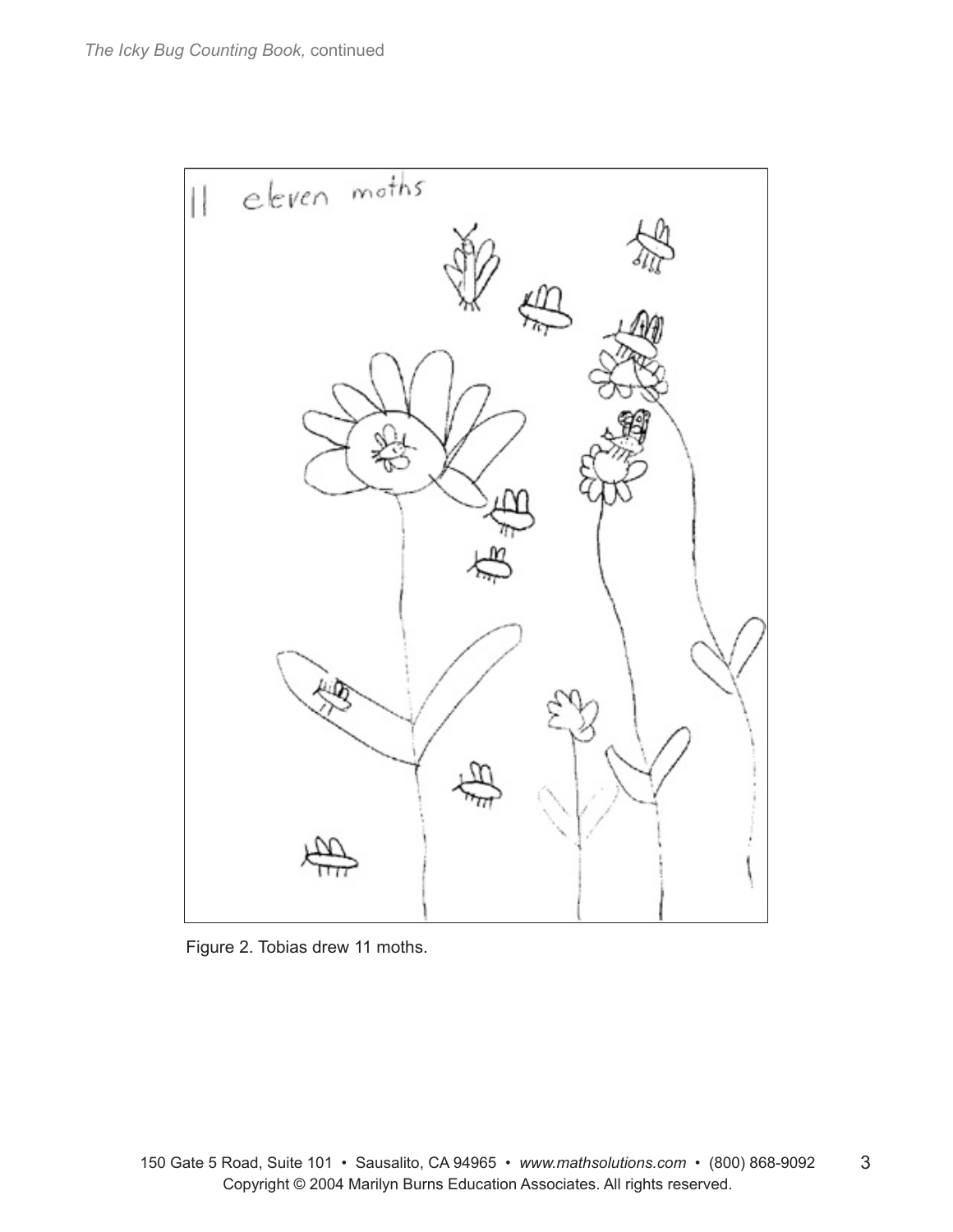11 eleven moths

Figure 2. Tobias drew 11 moths.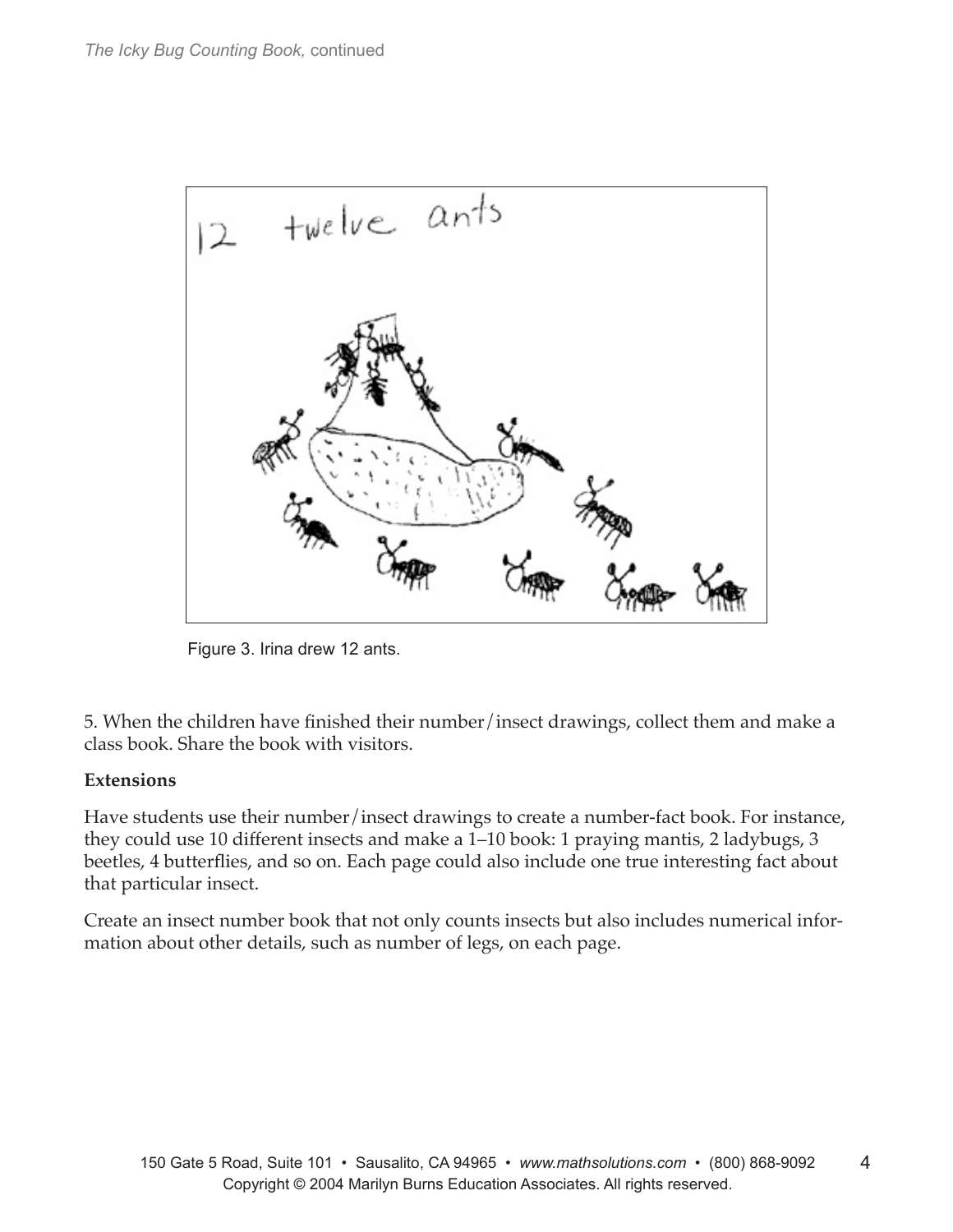Figure 3. Irina drew 12 ants.

5. When the children have finished their number/insect drawings, collect them and make a class book. Share the book with visitors.

**Extensions**

Have students use their number/insect drawings to create a number-fact book. For instance, they could use 10 different insects and make a 1–10 book: 1 praying mantis, 2 ladybugs, 3 beetles, 4 butterflies, and so on. Each page could also include one true interesting fact about that particular insect.

Create an insect number book that not only counts insects but also includes numerical information about other details, such as number of legs, on each page.